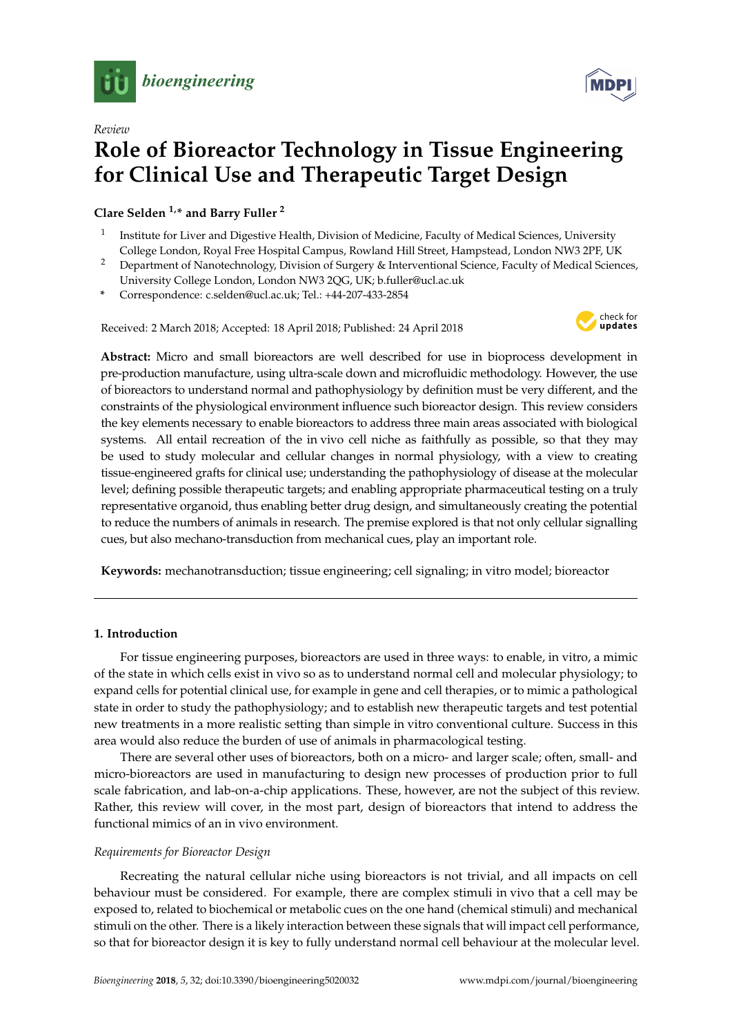*Review*

# Role of Bioreactor Technology in Tissue Engineering for Clinical Use and Therapeutic Target Design

**Clare Selden [1,*] and Barry Fuller [2]**

[1] Institute for Liver and Digestive Health, Division of Medicine, Faculty of Medical Sciences, University College London, Royal Free Hospital Campus, Rowland Hill Street, Hampstead, London NW3 2PF, UK

[2] Department of Nanotechnology, Division of Surgery & Interventional Science, Faculty of Medical Sciences, University College London, London NW3 2QG, UK; b.fuller@ucl.ac.uk

\* Correspondence: c.selden@ucl.ac.uk; Tel.: +44-207-433-2854

Received: 2 March 2018; Accepted: 18 April 2018; Published: 24 April 2018

**Abstract:** Micro and small bioreactors are well described for use in bioprocess development in pre-production manufacture, using ultra-scale down and microfluidic methodology. However, the use of bioreactors to understand normal and pathophysiology by definition must be very different, and the constraints of the physiological environment influence such bioreactor design. This review considers the key elements necessary to enable bioreactors to address three main areas associated with biological systems. All entail recreation of the in vivo cell niche as faithfully as possible, so that they may be used to study molecular and cellular changes in normal physiology, with a view to creating tissue-engineered grafts for clinical use; understanding the pathophysiology of disease at the molecular level; defining possible therapeutic targets; and enabling appropriate pharmaceutical testing on a truly representative organoid, thus enabling better drug design, and simultaneously creating the potential to reduce the numbers of animals in research. The premise explored is that not only cellular signalling cues, but also mechano-transduction from mechanical cues, play an important role.

**Keywords:** mechanotransduction; tissue engineering; cell signaling; in vitro model; bioreactor

## 1. Introduction

For tissue engineering purposes, bioreactors are used in three ways: to enable, in vitro, a mimic of the state in which cells exist in vivo so as to understand normal cell and molecular physiology; to expand cells for potential clinical use, for example in gene and cell therapies, or to mimic a pathological state in order to study the pathophysiology; and to establish new therapeutic targets and test potential new treatments in a more realistic setting than simple in vitro conventional culture. Success in this area would also reduce the burden of use of animals in pharmacological testing.

There are several other uses of bioreactors, both on a micro- and larger scale; often, small- and micro-bioreactors are used in manufacturing to design new processes of production prior to full scale fabrication, and lab-on-a-chip applications. These, however, are not the subject of this review. Rather, this review will cover, in the most part, design of bioreactors that intend to address the functional mimics of an in vivo environment.

### *Requirements for Bioreactor Design*

Recreating the natural cellular niche using bioreactors is not trivial, and all impacts on cell behaviour must be considered. For example, there are complex stimuli in vivo that a cell may be exposed to, related to biochemical or metabolic cues on the one hand (chemical stimuli) and mechanical stimuli on the other. There is a likely interaction between these signals that will impact cell performance, so that for bioreactor design it is key to fully understand normal cell behaviour at the molecular level.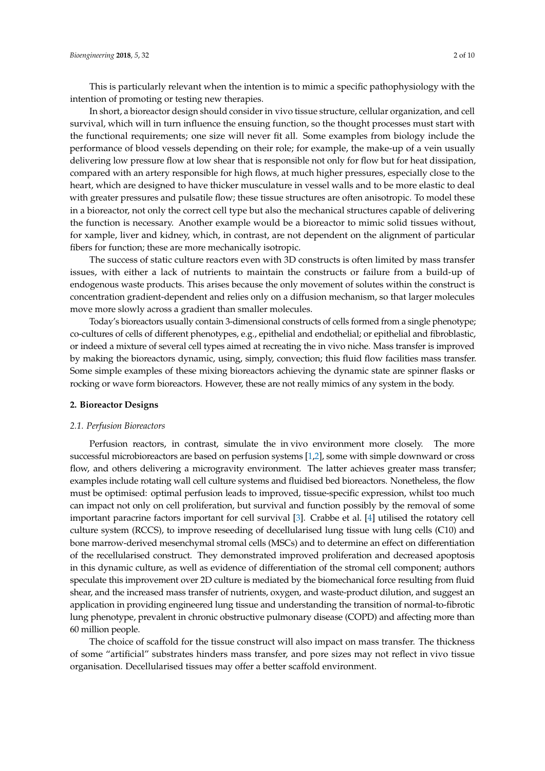This is particularly relevant when the intention is to mimic a specific pathophysiology with the intention of promoting or testing new therapies.

In short, a bioreactor design should consider in vivo tissue structure, cellular organization, and cell survival, which will in turn influence the ensuing function, so the thought processes must start with the functional requirements; one size will never fit all. Some examples from biology include the performance of blood vessels depending on their role; for example, the make-up of a vein usually delivering low pressure flow at low shear that is responsible not only for flow but for heat dissipation, compared with an artery responsible for high flows, at much higher pressures, especially close to the heart, which are designed to have thicker musculature in vessel walls and to be more elastic to deal with greater pressures and pulsatile flow; these tissue structures are often anisotropic. To model these in a bioreactor, not only the correct cell type but also the mechanical structures capable of delivering the function is necessary. Another example would be a bioreactor to mimic solid tissues without, for xample, liver and kidney, which, in contrast, are not dependent on the alignment of particular fibers for function; these are more mechanically isotropic.

The success of static culture reactors even with 3D constructs is often limited by mass transfer issues, with either a lack of nutrients to maintain the constructs or failure from a build-up of endogenous waste products. This arises because the only movement of solutes within the construct is concentration gradient-dependent and relies only on a diffusion mechanism, so that larger molecules move more slowly across a gradient than smaller molecules.

Today's bioreactors usually contain 3-dimensional constructs of cells formed from a single phenotype; co-cultures of cells of different phenotypes, e.g., epithelial and endothelial; or epithelial and fibroblastic, or indeed a mixture of several cell types aimed at recreating the in vivo niche. Mass transfer is improved by making the bioreactors dynamic, using, simply, convection; this fluid flow facilities mass transfer. Some simple examples of these mixing bioreactors achieving the dynamic state are spinner flasks or rocking or wave form bioreactors. However, these are not really mimics of any system in the body.

## 2. Bioreactor Designs

### *2.1. Perfusion Bioreactors*

Perfusion reactors, in contrast, simulate the in vivo environment more closely. The more successful microbioreactors are based on perfusion systems [1,2], some with simple downward or cross flow, and others delivering a microgravity environment. The latter achieves greater mass transfer; examples include rotating wall cell culture systems and fluidised bed bioreactors. Nonetheless, the flow must be optimised: optimal perfusion leads to improved, tissue-specific expression, whilst too much can impact not only on cell proliferation, but survival and function possibly by the removal of some important paracrine factors important for cell survival [3]. Crabbe et al. [4] utilised the rotatory cell culture system (RCCS), to improve reseeding of decellularised lung tissue with lung cells (C10) and bone marrow-derived mesenchymal stromal cells (MSCs) and to determine an effect on differentiation of the recellularised construct. They demonstrated improved proliferation and decreased apoptosis in this dynamic culture, as well as evidence of differentiation of the stromal cell component; authors speculate this improvement over 2D culture is mediated by the biomechanical force resulting from fluid shear, and the increased mass transfer of nutrients, oxygen, and waste-product dilution, and suggest an application in providing engineered lung tissue and understanding the transition of normal-to-fibrotic lung phenotype, prevalent in chronic obstructive pulmonary disease (COPD) and affecting more than 60 million people.

The choice of scaffold for the tissue construct will also impact on mass transfer. The thickness of some "artificial" substrates hinders mass transfer, and pore sizes may not reflect in vivo tissue organisation. Decellularised tissues may offer a better scaffold environment.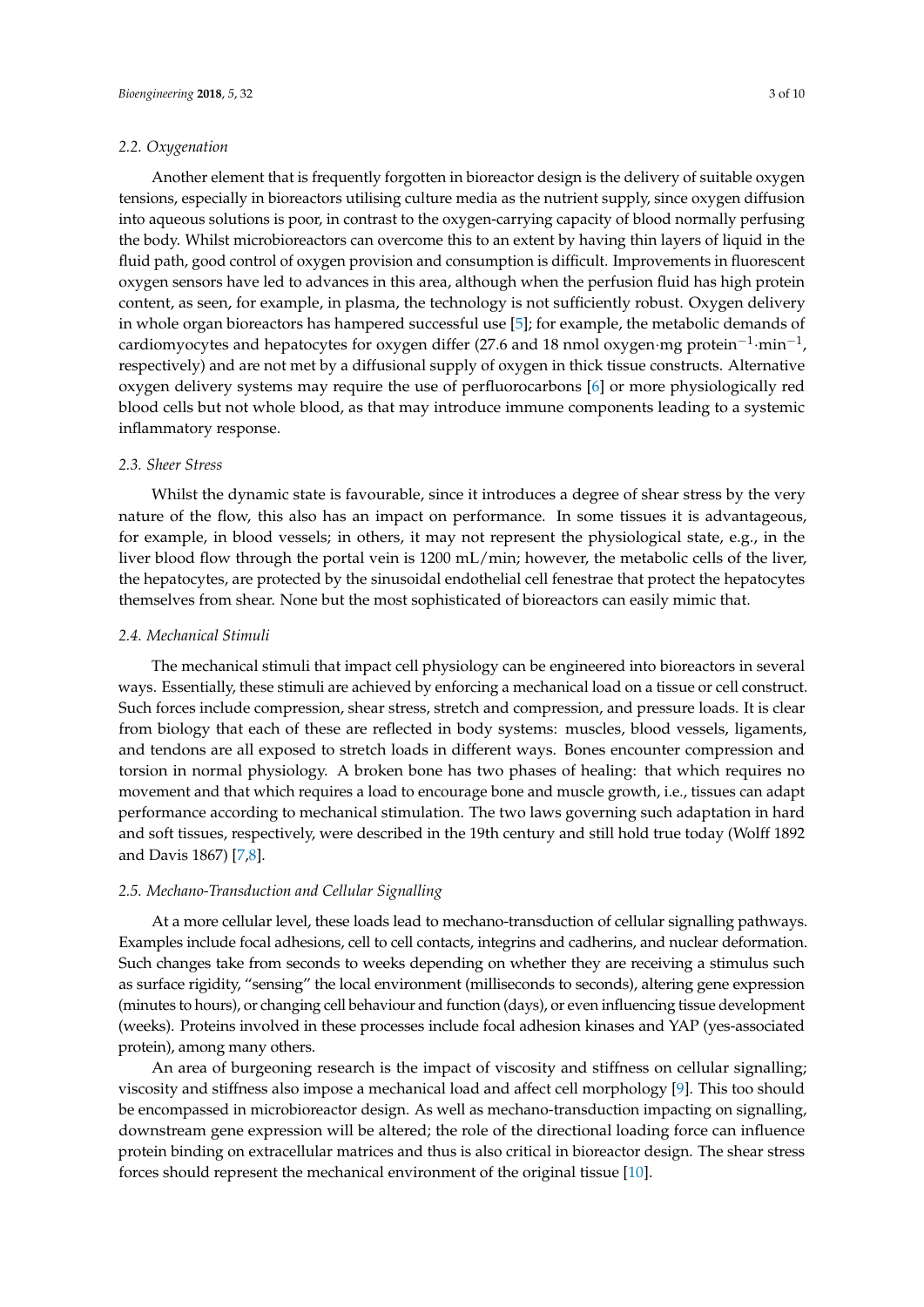### 2.2. Oxygenation

Another element that is frequently forgotten in bioreactor design is the delivery of suitable oxygen tensions, especially in bioreactors utilising culture media as the nutrient supply, since oxygen diffusion into aqueous solutions is poor, in contrast to the oxygen-carrying capacity of blood normally perfusing the body. Whilst microbioreactors can overcome this to an extent by having thin layers of liquid in the fluid path, good control of oxygen provision and consumption is difficult. Improvements in fluorescent oxygen sensors have led to advances in this area, although when the perfusion fluid has high protein content, as seen, for example, in plasma, the technology is not sufficiently robust. Oxygen delivery in whole organ bioreactors has hampered successful use [5]; for example, the metabolic demands of cardiomyocytes and hepatocytes for oxygen differ (27.6 and 18 nmol oxygen·mg protein$^{-1}$·min$^{-1}$, respectively) and are not met by a diffusional supply of oxygen in thick tissue constructs. Alternative oxygen delivery systems may require the use of perfluorocarbons [6] or more physiologically red blood cells but not whole blood, as that may introduce immune components leading to a systemic inflammatory response.

### 2.3. Sheer Stress

Whilst the dynamic state is favourable, since it introduces a degree of shear stress by the very nature of the flow, this also has an impact on performance. In some tissues it is advantageous, for example, in blood vessels; in others, it may not represent the physiological state, e.g., in the liver blood flow through the portal vein is 1200 mL/min; however, the metabolic cells of the liver, the hepatocytes, are protected by the sinusoidal endothelial cell fenestrae that protect the hepatocytes themselves from shear. None but the most sophisticated of bioreactors can easily mimic that.

### 2.4. Mechanical Stimuli

The mechanical stimuli that impact cell physiology can be engineered into bioreactors in several ways. Essentially, these stimuli are achieved by enforcing a mechanical load on a tissue or cell construct. Such forces include compression, shear stress, stretch and compression, and pressure loads. It is clear from biology that each of these are reflected in body systems: muscles, blood vessels, ligaments, and tendons are all exposed to stretch loads in different ways. Bones encounter compression and torsion in normal physiology. A broken bone has two phases of healing: that which requires no movement and that which requires a load to encourage bone and muscle growth, i.e., tissues can adapt performance according to mechanical stimulation. The two laws governing such adaptation in hard and soft tissues, respectively, were described in the 19th century and still hold true today (Wolff 1892 and Davis 1867) [7,8].

### 2.5. Mechano-Transduction and Cellular Signalling

At a more cellular level, these loads lead to mechano-transduction of cellular signalling pathways. Examples include focal adhesions, cell to cell contacts, integrins and cadherins, and nuclear deformation. Such changes take from seconds to weeks depending on whether they are receiving a stimulus such as surface rigidity, "sensing" the local environment (milliseconds to seconds), altering gene expression (minutes to hours), or changing cell behaviour and function (days), or even influencing tissue development (weeks). Proteins involved in these processes include focal adhesion kinases and YAP (yes-associated protein), among many others.

An area of burgeoning research is the impact of viscosity and stiffness on cellular signalling; viscosity and stiffness also impose a mechanical load and affect cell morphology [9]. This too should be encompassed in microbioreactor design. As well as mechano-transduction impacting on signalling, downstream gene expression will be altered; the role of the directional loading force can influence protein binding on extracellular matrices and thus is also critical in bioreactor design. The shear stress forces should represent the mechanical environment of the original tissue [10].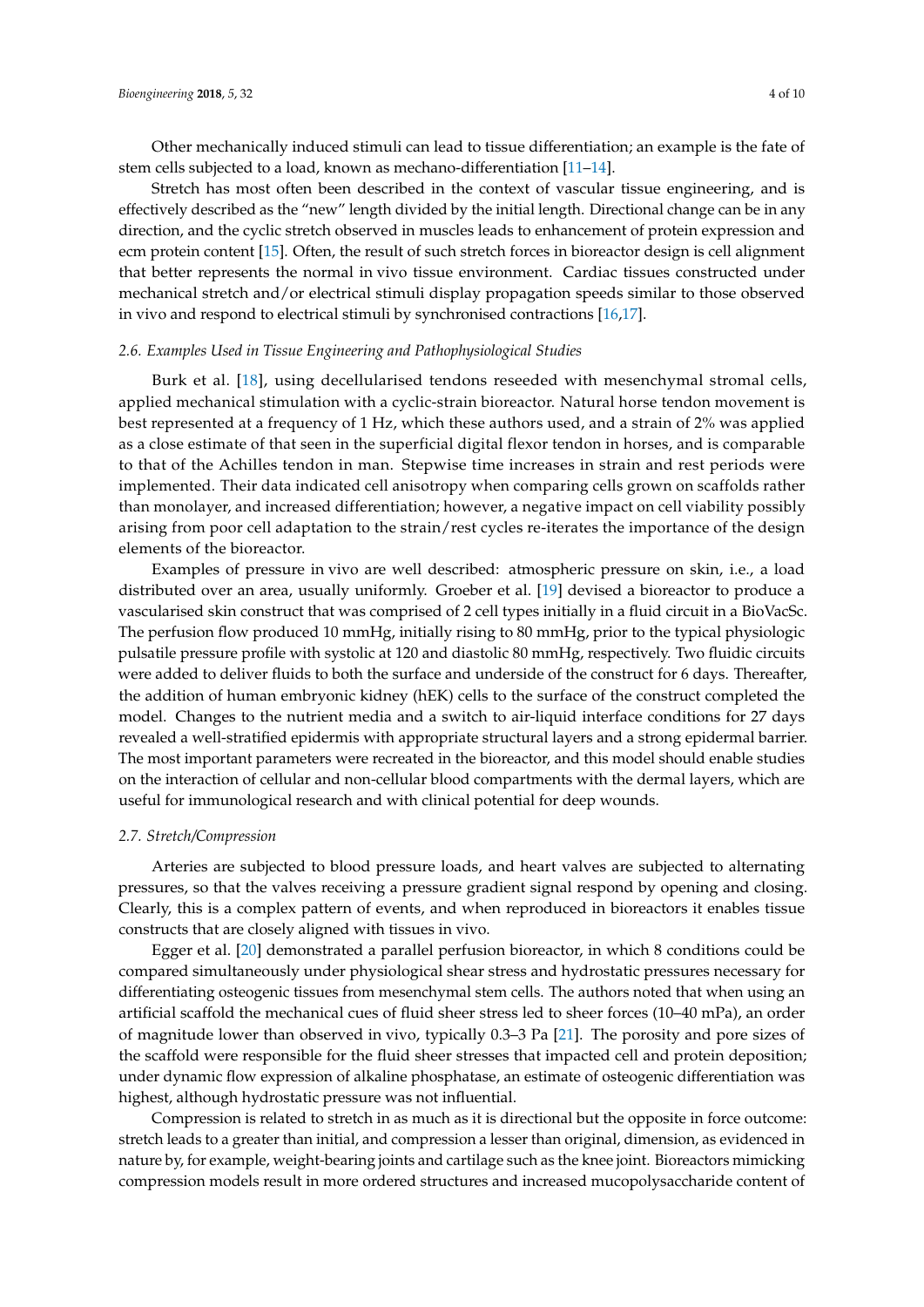Other mechanically induced stimuli can lead to tissue differentiation; an example is the fate of stem cells subjected to a load, known as mechano-differentiation [11–14].

Stretch has most often been described in the context of vascular tissue engineering, and is effectively described as the "new" length divided by the initial length. Directional change can be in any direction, and the cyclic stretch observed in muscles leads to enhancement of protein expression and ecm protein content [15]. Often, the result of such stretch forces in bioreactor design is cell alignment that better represents the normal in vivo tissue environment. Cardiac tissues constructed under mechanical stretch and/or electrical stimuli display propagation speeds similar to those observed in vivo and respond to electrical stimuli by synchronised contractions [16,17].

### *2.6. Examples Used in Tissue Engineering and Pathophysiological Studies*

Burk et al. [18], using decellularised tendons reseeded with mesenchymal stromal cells, applied mechanical stimulation with a cyclic-strain bioreactor. Natural horse tendon movement is best represented at a frequency of 1 Hz, which these authors used, and a strain of 2% was applied as a close estimate of that seen in the superficial digital flexor tendon in horses, and is comparable to that of the Achilles tendon in man. Stepwise time increases in strain and rest periods were implemented. Their data indicated cell anisotropy when comparing cells grown on scaffolds rather than monolayer, and increased differentiation; however, a negative impact on cell viability possibly arising from poor cell adaptation to the strain/rest cycles re-iterates the importance of the design elements of the bioreactor.

Examples of pressure in vivo are well described: atmospheric pressure on skin, i.e., a load distributed over an area, usually uniformly. Groeber et al. [19] devised a bioreactor to produce a vascularised skin construct that was comprised of 2 cell types initially in a fluid circuit in a BioVacSc. The perfusion flow produced 10 mmHg, initially rising to 80 mmHg, prior to the typical physiologic pulsatile pressure profile with systolic at 120 and diastolic 80 mmHg, respectively. Two fluidic circuits were added to deliver fluids to both the surface and underside of the construct for 6 days. Thereafter, the addition of human embryonic kidney (hEK) cells to the surface of the construct completed the model. Changes to the nutrient media and a switch to air-liquid interface conditions for 27 days revealed a well-stratified epidermis with appropriate structural layers and a strong epidermal barrier. The most important parameters were recreated in the bioreactor, and this model should enable studies on the interaction of cellular and non-cellular blood compartments with the dermal layers, which are useful for immunological research and with clinical potential for deep wounds.

### *2.7. Stretch/Compression*

Arteries are subjected to blood pressure loads, and heart valves are subjected to alternating pressures, so that the valves receiving a pressure gradient signal respond by opening and closing. Clearly, this is a complex pattern of events, and when reproduced in bioreactors it enables tissue constructs that are closely aligned with tissues in vivo.

Egger et al. [20] demonstrated a parallel perfusion bioreactor, in which 8 conditions could be compared simultaneously under physiological shear stress and hydrostatic pressures necessary for differentiating osteogenic tissues from mesenchymal stem cells. The authors noted that when using an artificial scaffold the mechanical cues of fluid sheer stress led to sheer forces (10–40 mPa), an order of magnitude lower than observed in vivo, typically 0.3–3 Pa [21]. The porosity and pore sizes of the scaffold were responsible for the fluid sheer stresses that impacted cell and protein deposition; under dynamic flow expression of alkaline phosphatase, an estimate of osteogenic differentiation was highest, although hydrostatic pressure was not influential.

Compression is related to stretch in as much as it is directional but the opposite in force outcome: stretch leads to a greater than initial, and compression a lesser than original, dimension, as evidenced in nature by, for example, weight-bearing joints and cartilage such as the knee joint. Bioreactors mimicking compression models result in more ordered structures and increased mucopolysaccharide content of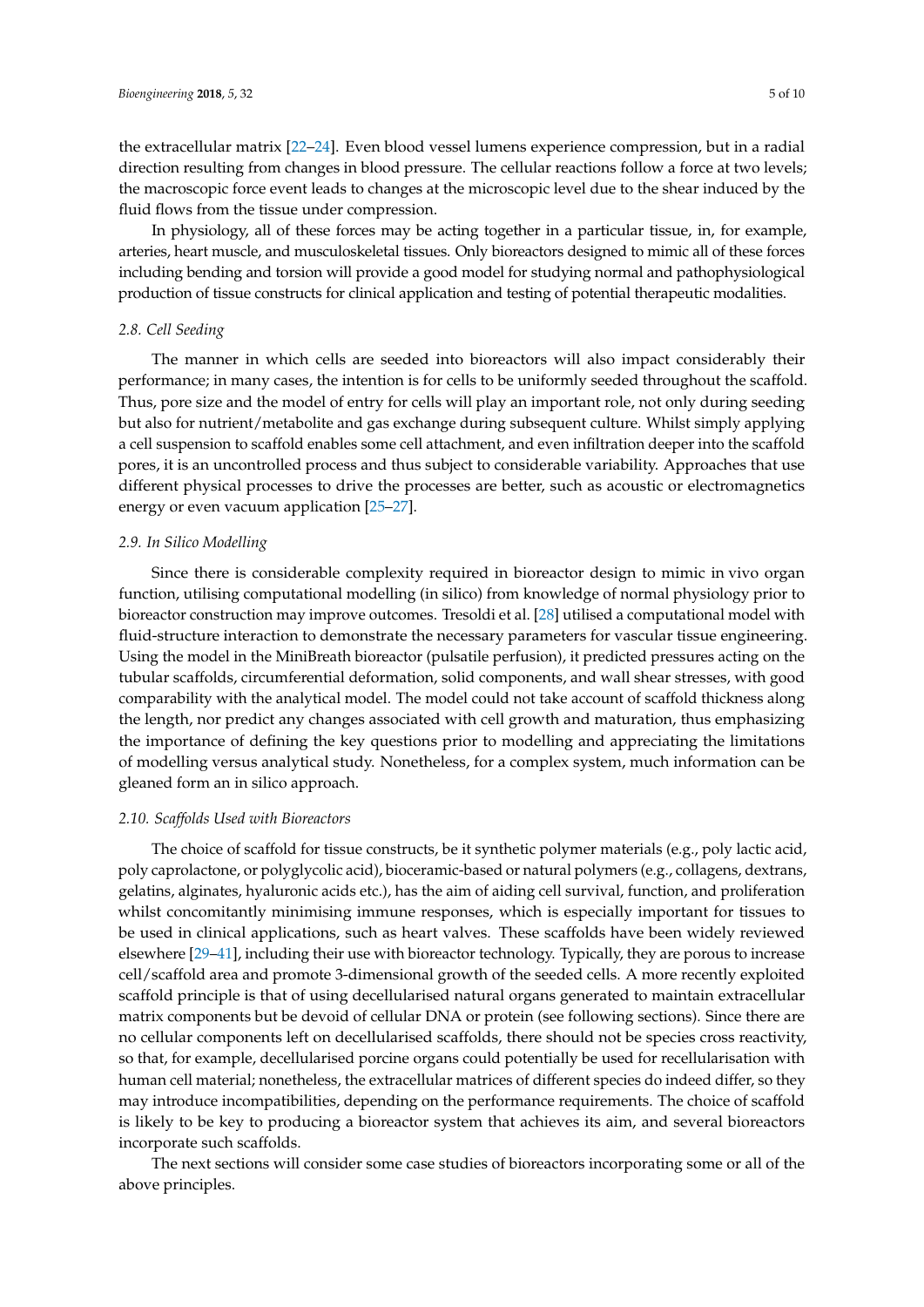the extracellular matrix [22–24]. Even blood vessel lumens experience compression, but in a radial direction resulting from changes in blood pressure. The cellular reactions follow a force at two levels; the macroscopic force event leads to changes at the microscopic level due to the shear induced by the fluid flows from the tissue under compression.

In physiology, all of these forces may be acting together in a particular tissue, in, for example, arteries, heart muscle, and musculoskeletal tissues. Only bioreactors designed to mimic all of these forces including bending and torsion will provide a good model for studying normal and pathophysiological production of tissue constructs for clinical application and testing of potential therapeutic modalities.

### *2.8. Cell Seeding*

The manner in which cells are seeded into bioreactors will also impact considerably their performance; in many cases, the intention is for cells to be uniformly seeded throughout the scaffold. Thus, pore size and the model of entry for cells will play an important role, not only during seeding but also for nutrient/metabolite and gas exchange during subsequent culture. Whilst simply applying a cell suspension to scaffold enables some cell attachment, and even infiltration deeper into the scaffold pores, it is an uncontrolled process and thus subject to considerable variability. Approaches that use different physical processes to drive the processes are better, such as acoustic or electromagnetics energy or even vacuum application [25–27].

### *2.9. In Silico Modelling*

Since there is considerable complexity required in bioreactor design to mimic in vivo organ function, utilising computational modelling (in silico) from knowledge of normal physiology prior to bioreactor construction may improve outcomes. Tresoldi et al. [28] utilised a computational model with fluid-structure interaction to demonstrate the necessary parameters for vascular tissue engineering. Using the model in the MiniBreath bioreactor (pulsatile perfusion), it predicted pressures acting on the tubular scaffolds, circumferential deformation, solid components, and wall shear stresses, with good comparability with the analytical model. The model could not take account of scaffold thickness along the length, nor predict any changes associated with cell growth and maturation, thus emphasizing the importance of defining the key questions prior to modelling and appreciating the limitations of modelling versus analytical study. Nonetheless, for a complex system, much information can be gleaned form an in silico approach.

### *2.10. Scaffolds Used with Bioreactors*

The choice of scaffold for tissue constructs, be it synthetic polymer materials (e.g., poly lactic acid, poly caprolactone, or polyglycolic acid), bioceramic-based or natural polymers (e.g., collagens, dextrans, gelatins, alginates, hyaluronic acids etc.), has the aim of aiding cell survival, function, and proliferation whilst concomitantly minimising immune responses, which is especially important for tissues to be used in clinical applications, such as heart valves. These scaffolds have been widely reviewed elsewhere [29–41], including their use with bioreactor technology. Typically, they are porous to increase cell/scaffold area and promote 3-dimensional growth of the seeded cells. A more recently exploited scaffold principle is that of using decellularised natural organs generated to maintain extracellular matrix components but be devoid of cellular DNA or protein (see following sections). Since there are no cellular components left on decellularised scaffolds, there should not be species cross reactivity, so that, for example, decellularised porcine organs could potentially be used for recellularisation with human cell material; nonetheless, the extracellular matrices of different species do indeed differ, so they may introduce incompatibilities, depending on the performance requirements. The choice of scaffold is likely to be key to producing a bioreactor system that achieves its aim, and several bioreactors incorporate such scaffolds.

The next sections will consider some case studies of bioreactors incorporating some or all of the above principles.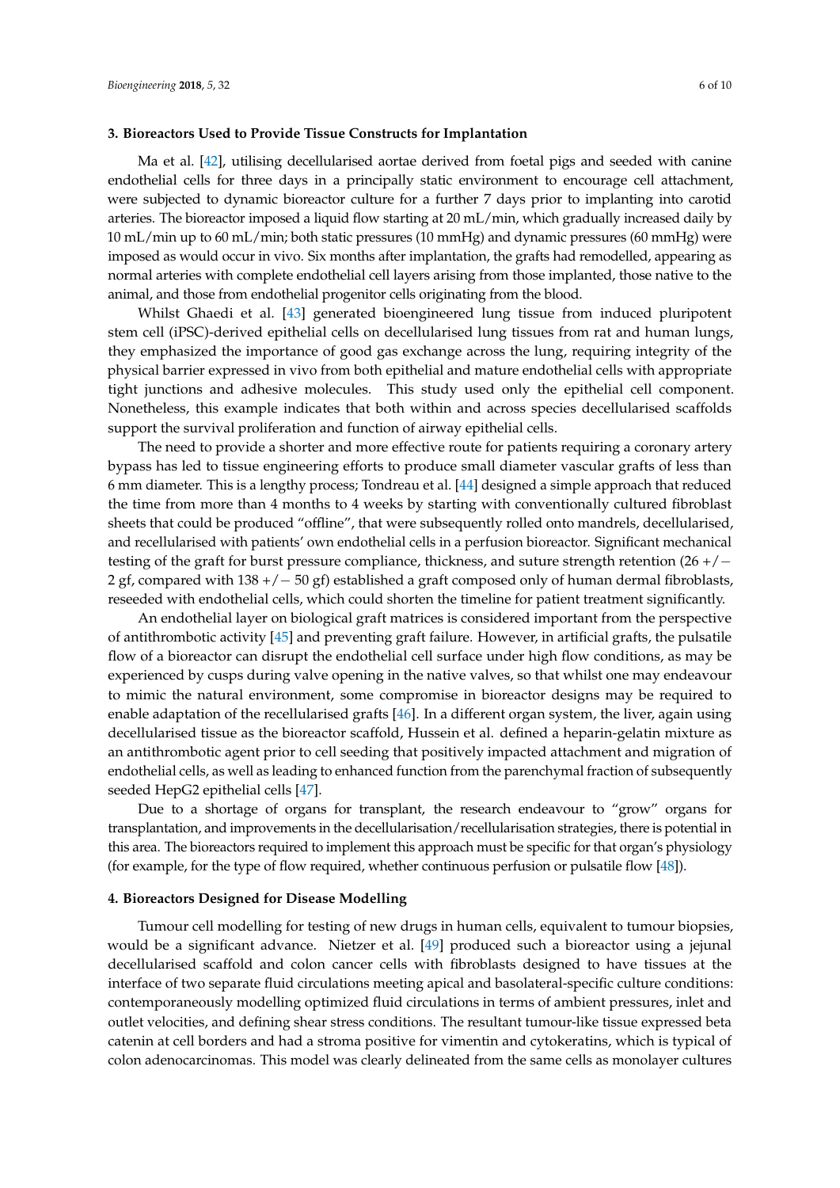## 3. Bioreactors Used to Provide Tissue Constructs for Implantation

Ma et al. [42], utilising decellularised aortae derived from foetal pigs and seeded with canine endothelial cells for three days in a principally static environment to encourage cell attachment, were subjected to dynamic bioreactor culture for a further 7 days prior to implanting into carotid arteries. The bioreactor imposed a liquid flow starting at 20 mL/min, which gradually increased daily by 10 mL/min up to 60 mL/min; both static pressures (10 mmHg) and dynamic pressures (60 mmHg) were imposed as would occur in vivo. Six months after implantation, the grafts had remodelled, appearing as normal arteries with complete endothelial cell layers arising from those implanted, those native to the animal, and those from endothelial progenitor cells originating from the blood.

Whilst Ghaedi et al. [43] generated bioengineered lung tissue from induced pluripotent stem cell (iPSC)-derived epithelial cells on decellularised lung tissues from rat and human lungs, they emphasized the importance of good gas exchange across the lung, requiring integrity of the physical barrier expressed in vivo from both epithelial and mature endothelial cells with appropriate tight junctions and adhesive molecules. This study used only the epithelial cell component. Nonetheless, this example indicates that both within and across species decellularised scaffolds support the survival proliferation and function of airway epithelial cells.

The need to provide a shorter and more effective route for patients requiring a coronary artery bypass has led to tissue engineering efforts to produce small diameter vascular grafts of less than 6 mm diameter. This is a lengthy process; Tondreau et al. [44] designed a simple approach that reduced the time from more than 4 months to 4 weeks by starting with conventionally cultured fibroblast sheets that could be produced "offline", that were subsequently rolled onto mandrels, decellularised, and recellularised with patients' own endothelial cells in a perfusion bioreactor. Significant mechanical testing of the graft for burst pressure compliance, thickness, and suture strength retention (26 +/− 2 gf, compared with 138 +/− 50 gf) established a graft composed only of human dermal fibroblasts, reseeded with endothelial cells, which could shorten the timeline for patient treatment significantly.

An endothelial layer on biological graft matrices is considered important from the perspective of antithrombotic activity [45] and preventing graft failure. However, in artificial grafts, the pulsatile flow of a bioreactor can disrupt the endothelial cell surface under high flow conditions, as may be experienced by cusps during valve opening in the native valves, so that whilst one may endeavour to mimic the natural environment, some compromise in bioreactor designs may be required to enable adaptation of the recellularised grafts [46]. In a different organ system, the liver, again using decellularised tissue as the bioreactor scaffold, Hussein et al. defined a heparin-gelatin mixture as an antithrombotic agent prior to cell seeding that positively impacted attachment and migration of endothelial cells, as well as leading to enhanced function from the parenchymal fraction of subsequently seeded HepG2 epithelial cells [47].

Due to a shortage of organs for transplant, the research endeavour to "grow" organs for transplantation, and improvements in the decellularisation/recellularisation strategies, there is potential in this area. The bioreactors required to implement this approach must be specific for that organ's physiology (for example, for the type of flow required, whether continuous perfusion or pulsatile flow [48]).

## 4. Bioreactors Designed for Disease Modelling

Tumour cell modelling for testing of new drugs in human cells, equivalent to tumour biopsies, would be a significant advance. Nietzer et al. [49] produced such a bioreactor using a jejunal decellularised scaffold and colon cancer cells with fibroblasts designed to have tissues at the interface of two separate fluid circulations meeting apical and basolateral-specific culture conditions: contemporaneously modelling optimized fluid circulations in terms of ambient pressures, inlet and outlet velocities, and defining shear stress conditions. The resultant tumour-like tissue expressed beta catenin at cell borders and had a stroma positive for vimentin and cytokeratins, which is typical of colon adenocarcinomas. This model was clearly delineated from the same cells as monolayer cultures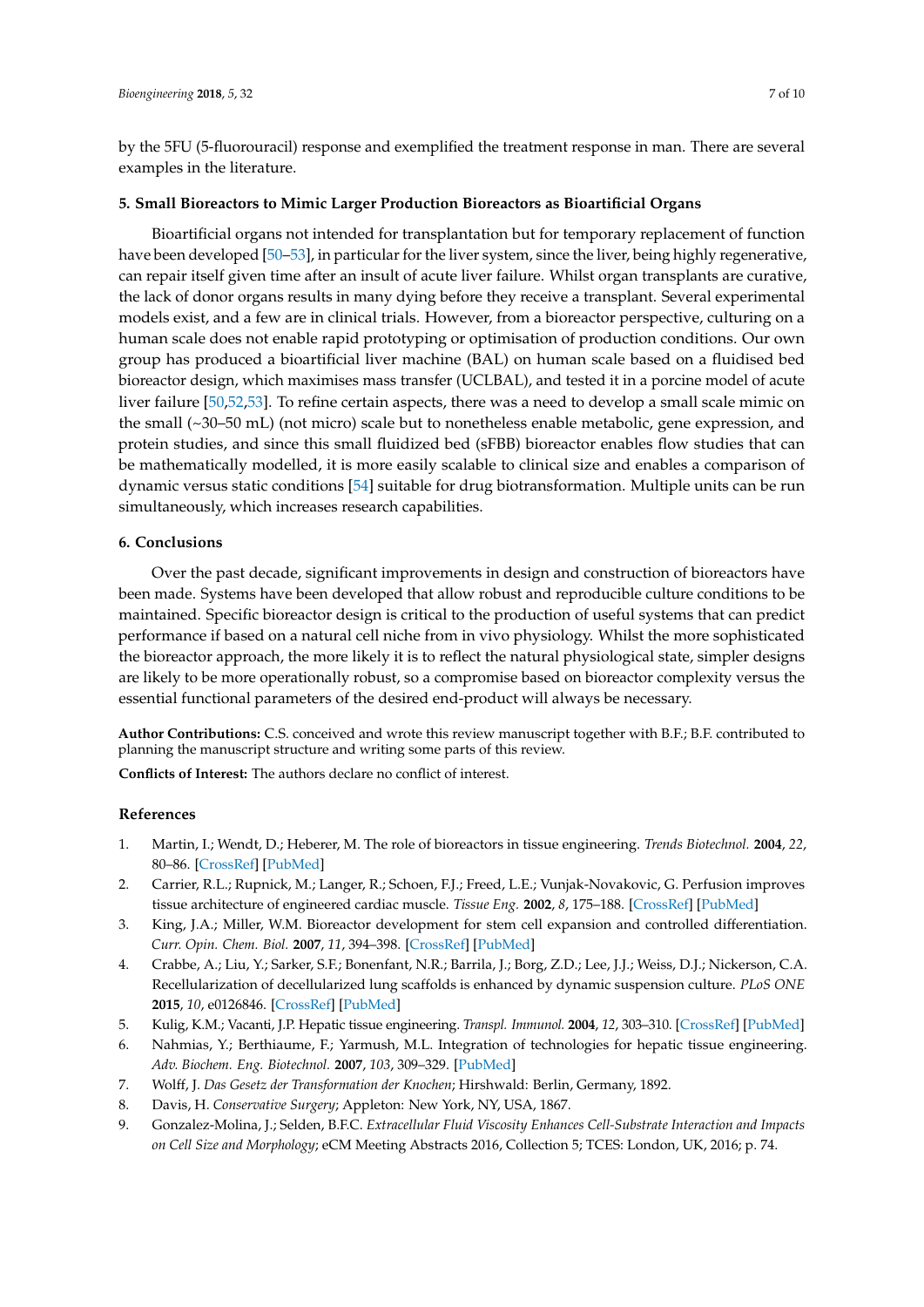by the 5FU (5-fluorouracil) response and exemplified the treatment response in man. There are several examples in the literature.

## 5. Small Bioreactors to Mimic Larger Production Bioreactors as Bioartificial Organs

Bioartificial organs not intended for transplantation but for temporary replacement of function have been developed [50–53], in particular for the liver system, since the liver, being highly regenerative, can repair itself given time after an insult of acute liver failure. Whilst organ transplants are curative, the lack of donor organs results in many dying before they receive a transplant. Several experimental models exist, and a few are in clinical trials. However, from a bioreactor perspective, culturing on a human scale does not enable rapid prototyping or optimisation of production conditions. Our own group has produced a bioartificial liver machine (BAL) on human scale based on a fluidised bed bioreactor design, which maximises mass transfer (UCLBAL), and tested it in a porcine model of acute liver failure [50,52,53]. To refine certain aspects, there was a need to develop a small scale mimic on the small (~30–50 mL) (not micro) scale but to nonetheless enable metabolic, gene expression, and protein studies, and since this small fluidized bed (sFBB) bioreactor enables flow studies that can be mathematically modelled, it is more easily scalable to clinical size and enables a comparison of dynamic versus static conditions [54] suitable for drug biotransformation. Multiple units can be run simultaneously, which increases research capabilities.

## 6. Conclusions

Over the past decade, significant improvements in design and construction of bioreactors have been made. Systems have been developed that allow robust and reproducible culture conditions to be maintained. Specific bioreactor design is critical to the production of useful systems that can predict performance if based on a natural cell niche from in vivo physiology. Whilst the more sophisticated the bioreactor approach, the more likely it is to reflect the natural physiological state, simpler designs are likely to be more operationally robust, so a compromise based on bioreactor complexity versus the essential functional parameters of the desired end-product will always be necessary.

**Author Contributions:** C.S. conceived and wrote this review manuscript together with B.F.; B.F. contributed to planning the manuscript structure and writing some parts of this review.

**Conflicts of Interest:** The authors declare no conflict of interest.

## References

1. Martin, I.; Wendt, D.; Heberer, M. The role of bioreactors in tissue engineering. *Trends Biotechnol.* **2004**, *22*, 80–86. [CrossRef] [PubMed]
2. Carrier, R.L.; Rupnick, M.; Langer, R.; Schoen, F.J.; Freed, L.E.; Vunjak-Novakovic, G. Perfusion improves tissue architecture of engineered cardiac muscle. *Tissue Eng.* **2002**, *8*, 175–188. [CrossRef] [PubMed]
3. King, J.A.; Miller, W.M. Bioreactor development for stem cell expansion and controlled differentiation. *Curr. Opin. Chem. Biol.* **2007**, *11*, 394–398. [CrossRef] [PubMed]
4. Crabbe, A.; Liu, Y.; Sarker, S.F.; Bonenfant, N.R.; Barrila, J.; Borg, Z.D.; Lee, J.J.; Weiss, D.J.; Nickerson, C.A. Recellularization of decellularized lung scaffolds is enhanced by dynamic suspension culture. *PLoS ONE* **2015**, *10*, e0126846. [CrossRef] [PubMed]
5. Kulig, K.M.; Vacanti, J.P. Hepatic tissue engineering. *Transpl. Immunol.* **2004**, *12*, 303–310. [CrossRef] [PubMed]
6. Nahmias, Y.; Berthiaume, F.; Yarmush, M.L. Integration of technologies for hepatic tissue engineering. *Adv. Biochem. Eng. Biotechnol.* **2007**, *103*, 309–329. [PubMed]
7. Wolff, J. *Das Gesetz der Transformation der Knochen*; Hirshwald: Berlin, Germany, 1892.
8. Davis, H. *Conservative Surgery*; Appleton: New York, NY, USA, 1867.
9. Gonzalez-Molina, J.; Selden, B.F.C. *Extracellular Fluid Viscosity Enhances Cell-Substrate Interaction and Impacts on Cell Size and Morphology*; eCM Meeting Abstracts 2016, Collection 5; TCES: London, UK, 2016; p. 74.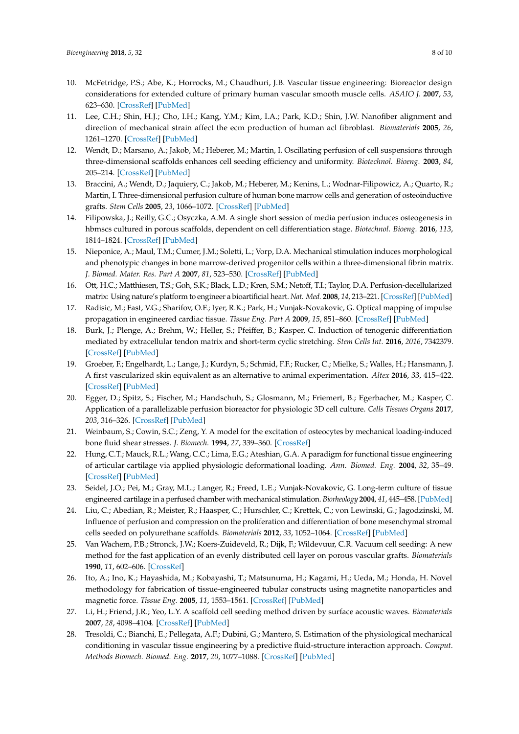10. McFetridge, P.S.; Abe, K.; Horrocks, M.; Chaudhuri, J.B. Vascular tissue engineering: Bioreactor design considerations for extended culture of primary human vascular smooth muscle cells. *ASAIO J.* **2007**, *53*, 623–630. [CrossRef] [PubMed]
11. Lee, C.H.; Shin, H.J.; Cho, I.H.; Kang, Y.M.; Kim, I.A.; Park, K.D.; Shin, J.W. Nanofiber alignment and direction of mechanical strain affect the ecm production of human acl fibroblast. *Biomaterials* **2005**, *26*, 1261–1270. [CrossRef] [PubMed]
12. Wendt, D.; Marsano, A.; Jakob, M.; Heberer, M.; Martin, I. Oscillating perfusion of cell suspensions through three-dimensional scaffolds enhances cell seeding efficiency and uniformity. *Biotechnol. Bioeng.* **2003**, *84*, 205–214. [CrossRef] [PubMed]
13. Braccini, A.; Wendt, D.; Jaquiery, C.; Jakob, M.; Heberer, M.; Kenins, L.; Wodnar-Filipowicz, A.; Quarto, R.; Martin, I. Three-dimensional perfusion culture of human bone marrow cells and generation of osteoinductive grafts. *Stem Cells* **2005**, *23*, 1066–1072. [CrossRef] [PubMed]
14. Filipowska, J.; Reilly, G.C.; Osyczka, A.M. A single short session of media perfusion induces osteogenesis in hbmscs cultured in porous scaffolds, dependent on cell differentiation stage. *Biotechnol. Bioeng.* **2016**, *113*, 1814–1824. [CrossRef] [PubMed]
15. Nieponice, A.; Maul, T.M.; Cumer, J.M.; Soletti, L.; Vorp, D.A. Mechanical stimulation induces morphological and phenotypic changes in bone marrow-derived progenitor cells within a three-dimensional fibrin matrix. *J. Biomed. Mater. Res. Part A* **2007**, *81*, 523–530. [CrossRef] [PubMed]
16. Ott, H.C.; Matthiesen, T.S.; Goh, S.K.; Black, L.D.; Kren, S.M.; Netoff, T.I.; Taylor, D.A. Perfusion-decellularized matrix: Using nature's platform to engineer a bioartificial heart. *Nat. Med.* **2008**, *14*, 213–221. [CrossRef] [PubMed]
17. Radisic, M.; Fast, V.G.; Sharifov, O.F.; Iyer, R.K.; Park, H.; Vunjak-Novakovic, G. Optical mapping of impulse propagation in engineered cardiac tissue. *Tissue Eng. Part A* **2009**, *15*, 851–860. [CrossRef] [PubMed]
18. Burk, J.; Plenge, A.; Brehm, W.; Heller, S.; Pfeiffer, B.; Kasper, C. Induction of tenogenic differentiation mediated by extracellular tendon matrix and short-term cyclic stretching. *Stem Cells Int.* **2016**, *2016*, 7342379. [CrossRef] [PubMed]
19. Groeber, F.; Engelhardt, L.; Lange, J.; Kurdyn, S.; Schmid, F.F.; Rucker, C.; Mielke, S.; Walles, H.; Hansmann, J. A first vascularized skin equivalent as an alternative to animal experimentation. *Altex* **2016**, *33*, 415–422. [CrossRef] [PubMed]
20. Egger, D.; Spitz, S.; Fischer, M.; Handschuh, S.; Glosmann, M.; Friemert, B.; Egerbacher, M.; Kasper, C. Application of a parallelizable perfusion bioreactor for physiologic 3D cell culture. *Cells Tissues Organs* **2017**, *203*, 316–326. [CrossRef] [PubMed]
21. Weinbaum, S.; Cowin, S.C.; Zeng, Y. A model for the excitation of osteocytes by mechanical loading-induced bone fluid shear stresses. *J. Biomech.* **1994**, *27*, 339–360. [CrossRef]
22. Hung, C.T.; Mauck, R.L.; Wang, C.C.; Lima, E.G.; Ateshian, G.A. A paradigm for functional tissue engineering of articular cartilage via applied physiologic deformational loading. *Ann. Biomed. Eng.* **2004**, *32*, 35–49. [CrossRef] [PubMed]
23. Seidel, J.O.; Pei, M.; Gray, M.L.; Langer, R.; Freed, L.E.; Vunjak-Novakovic, G. Long-term culture of tissue engineered cartilage in a perfused chamber with mechanical stimulation. *Biorheology* **2004**, *41*, 445–458. [PubMed]
24. Liu, C.; Abedian, R.; Meister, R.; Haasper, C.; Hurschler, C.; Krettek, C.; von Lewinski, G.; Jagodzinski, M. Influence of perfusion and compression on the proliferation and differentiation of bone mesenchymal stromal cells seeded on polyurethane scaffolds. *Biomaterials* **2012**, *33*, 1052–1064. [CrossRef] [PubMed]
25. Van Wachem, P.B.; Stronck, J.W.; Koers-Zuideveld, R.; Dijk, F.; Wildevuur, C.R. Vacuum cell seeding: A new method for the fast application of an evenly distributed cell layer on porous vascular grafts. *Biomaterials* **1990**, *11*, 602–606. [CrossRef]
26. Ito, A.; Ino, K.; Hayashida, M.; Kobayashi, T.; Matsunuma, H.; Kagami, H.; Ueda, M.; Honda, H. Novel methodology for fabrication of tissue-engineered tubular constructs using magnetite nanoparticles and magnetic force. *Tissue Eng.* **2005**, *11*, 1553–1561. [CrossRef] [PubMed]
27. Li, H.; Friend, J.R.; Yeo, L.Y. A scaffold cell seeding method driven by surface acoustic waves. *Biomaterials* **2007**, *28*, 4098–4104. [CrossRef] [PubMed]
28. Tresoldi, C.; Bianchi, E.; Pellegata, A.F.; Dubini, G.; Mantero, S. Estimation of the physiological mechanical conditioning in vascular tissue engineering by a predictive fluid-structure interaction approach. *Comput. Methods Biomech. Biomed. Eng.* **2017**, *20*, 1077–1088. [CrossRef] [PubMed]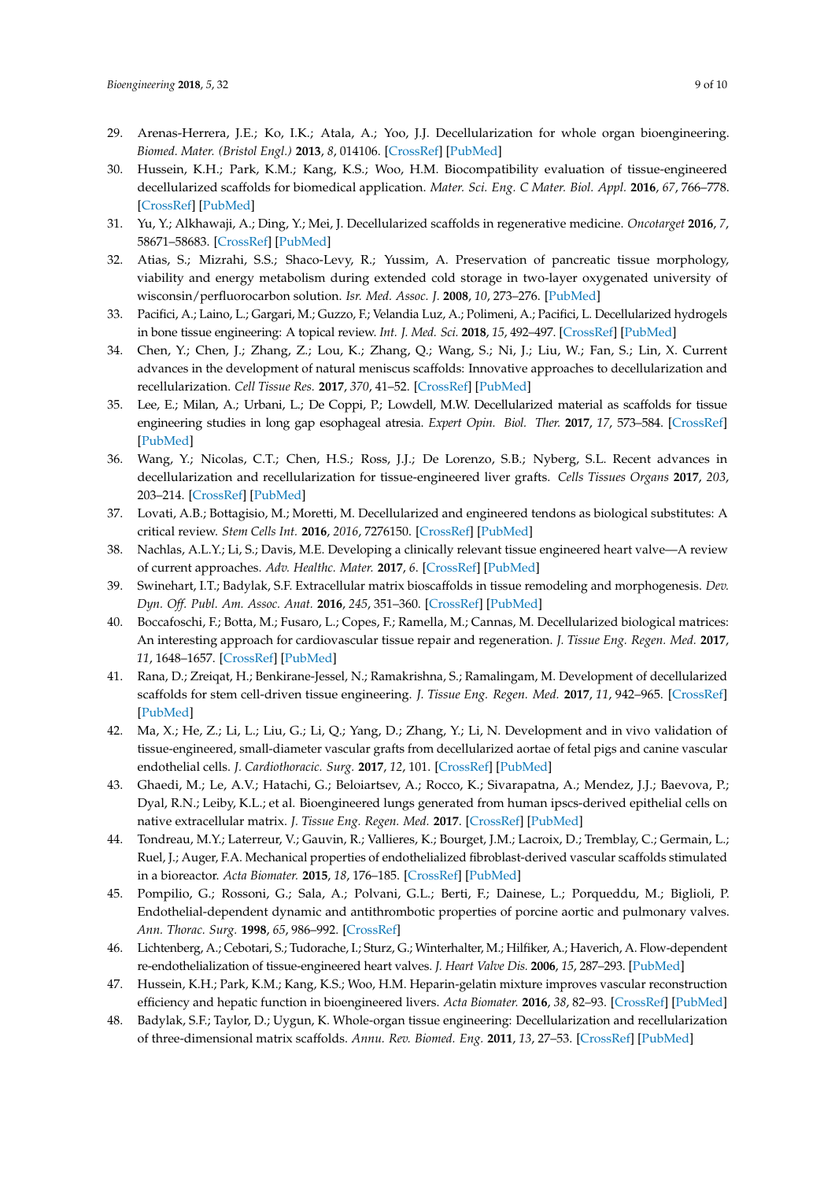29. Arenas-Herrera, J.E.; Ko, I.K.; Atala, A.; Yoo, J.J. Decellularization for whole organ bioengineering. *Biomed. Mater. (Bristol Engl.)* **2013**, *8*, 014106. [CrossRef] [PubMed]
30. Hussein, K.H.; Park, K.M.; Kang, K.S.; Woo, H.M. Biocompatibility evaluation of tissue-engineered decellularized scaffolds for biomedical application. *Mater. Sci. Eng. C Mater. Biol. Appl.* **2016**, *67*, 766–778. [CrossRef] [PubMed]
31. Yu, Y.; Alkhawaji, A.; Ding, Y.; Mei, J. Decellularized scaffolds in regenerative medicine. *Oncotarget* **2016**, *7*, 58671–58683. [CrossRef] [PubMed]
32. Atias, S.; Mizrahi, S.S.; Shaco-Levy, R.; Yussim, A. Preservation of pancreatic tissue morphology, viability and energy metabolism during extended cold storage in two-layer oxygenated university of wisconsin/perfluorocarbon solution. *Isr. Med. Assoc. J.* **2008**, *10*, 273–276. [PubMed]
33. Pacifici, A.; Laino, L.; Gargari, M.; Guzzo, F.; Velandia Luz, A.; Polimeni, A.; Pacifici, L. Decellularized hydrogels in bone tissue engineering: A topical review. *Int. J. Med. Sci.* **2018**, *15*, 492–497. [CrossRef] [PubMed]
34. Chen, Y.; Chen, J.; Zhang, Z.; Lou, K.; Zhang, Q.; Wang, S.; Ni, J.; Liu, W.; Fan, S.; Lin, X. Current advances in the development of natural meniscus scaffolds: Innovative approaches to decellularization and recellularization. *Cell Tissue Res.* **2017**, *370*, 41–52. [CrossRef] [PubMed]
35. Lee, E.; Milan, A.; Urbani, L.; De Coppi, P.; Lowdell, M.W. Decellularized material as scaffolds for tissue engineering studies in long gap esophageal atresia. *Expert Opin. Biol. Ther.* **2017**, *17*, 573–584. [CrossRef] [PubMed]
36. Wang, Y.; Nicolas, C.T.; Chen, H.S.; Ross, J.J.; De Lorenzo, S.B.; Nyberg, S.L. Recent advances in decellularization and recellularization for tissue-engineered liver grafts. *Cells Tissues Organs* **2017**, *203*, 203–214. [CrossRef] [PubMed]
37. Lovati, A.B.; Bottagisio, M.; Moretti, M. Decellularized and engineered tendons as biological substitutes: A critical review. *Stem Cells Int.* **2016**, *2016*, 7276150. [CrossRef] [PubMed]
38. Nachlas, A.L.Y.; Li, S.; Davis, M.E. Developing a clinically relevant tissue engineered heart valve—A review of current approaches. *Adv. Healthc. Mater.* **2017**, *6*. [CrossRef] [PubMed]
39. Swinehart, I.T.; Badylak, S.F. Extracellular matrix bioscaffolds in tissue remodeling and morphogenesis. *Dev. Dyn. Off. Publ. Am. Assoc. Anat.* **2016**, *245*, 351–360. [CrossRef] [PubMed]
40. Boccafoschi, F.; Botta, M.; Fusaro, L.; Copes, F.; Ramella, M.; Cannas, M. Decellularized biological matrices: An interesting approach for cardiovascular tissue repair and regeneration. *J. Tissue Eng. Regen. Med.* **2017**, *11*, 1648–1657. [CrossRef] [PubMed]
41. Rana, D.; Zreiqat, H.; Benkirane-Jessel, N.; Ramakrishna, S.; Ramalingam, M. Development of decellularized scaffolds for stem cell-driven tissue engineering. *J. Tissue Eng. Regen. Med.* **2017**, *11*, 942–965. [CrossRef] [PubMed]
42. Ma, X.; He, Z.; Li, L.; Liu, G.; Li, Q.; Yang, D.; Zhang, Y.; Li, N. Development and in vivo validation of tissue-engineered, small-diameter vascular grafts from decellularized aortae of fetal pigs and canine vascular endothelial cells. *J. Cardiothoracic. Surg.* **2017**, *12*, 101. [CrossRef] [PubMed]
43. Ghaedi, M.; Le, A.V.; Hatachi, G.; Beloiartsev, A.; Rocco, K.; Sivarapatna, A.; Mendez, J.J.; Baevova, P.; Dyal, R.N.; Leiby, K.L.; et al. Bioengineered lungs generated from human ipscs-derived epithelial cells on native extracellular matrix. *J. Tissue Eng. Regen. Med.* **2017**. [CrossRef] [PubMed]
44. Tondreau, M.Y.; Laterreur, V.; Gauvin, R.; Vallieres, K.; Bourget, J.M.; Lacroix, D.; Tremblay, C.; Germain, L.; Ruel, J.; Auger, F.A. Mechanical properties of endothelialized fibroblast-derived vascular scaffolds stimulated in a bioreactor. *Acta Biomater.* **2015**, *18*, 176–185. [CrossRef] [PubMed]
45. Pompilio, G.; Rossoni, G.; Sala, A.; Polvani, G.L.; Berti, F.; Dainese, L.; Porqueddu, M.; Biglioli, P. Endothelial-dependent dynamic and antithrombotic properties of porcine aortic and pulmonary valves. *Ann. Thorac. Surg.* **1998**, *65*, 986–992. [CrossRef]
46. Lichtenberg, A.; Cebotari, S.; Tudorache, I.; Sturz, G.; Winterhalter, M.; Hilfiker, A.; Haverich, A. Flow-dependent re-endothelialization of tissue-engineered heart valves. *J. Heart Valve Dis.* **2006**, *15*, 287–293. [PubMed]
47. Hussein, K.H.; Park, K.M.; Kang, K.S.; Woo, H.M. Heparin-gelatin mixture improves vascular reconstruction efficiency and hepatic function in bioengineered livers. *Acta Biomater.* **2016**, *38*, 82–93. [CrossRef] [PubMed]
48. Badylak, S.F.; Taylor, D.; Uygun, K. Whole-organ tissue engineering: Decellularization and recellularization of three-dimensional matrix scaffolds. *Annu. Rev. Biomed. Eng.* **2011**, *13*, 27–53. [CrossRef] [PubMed]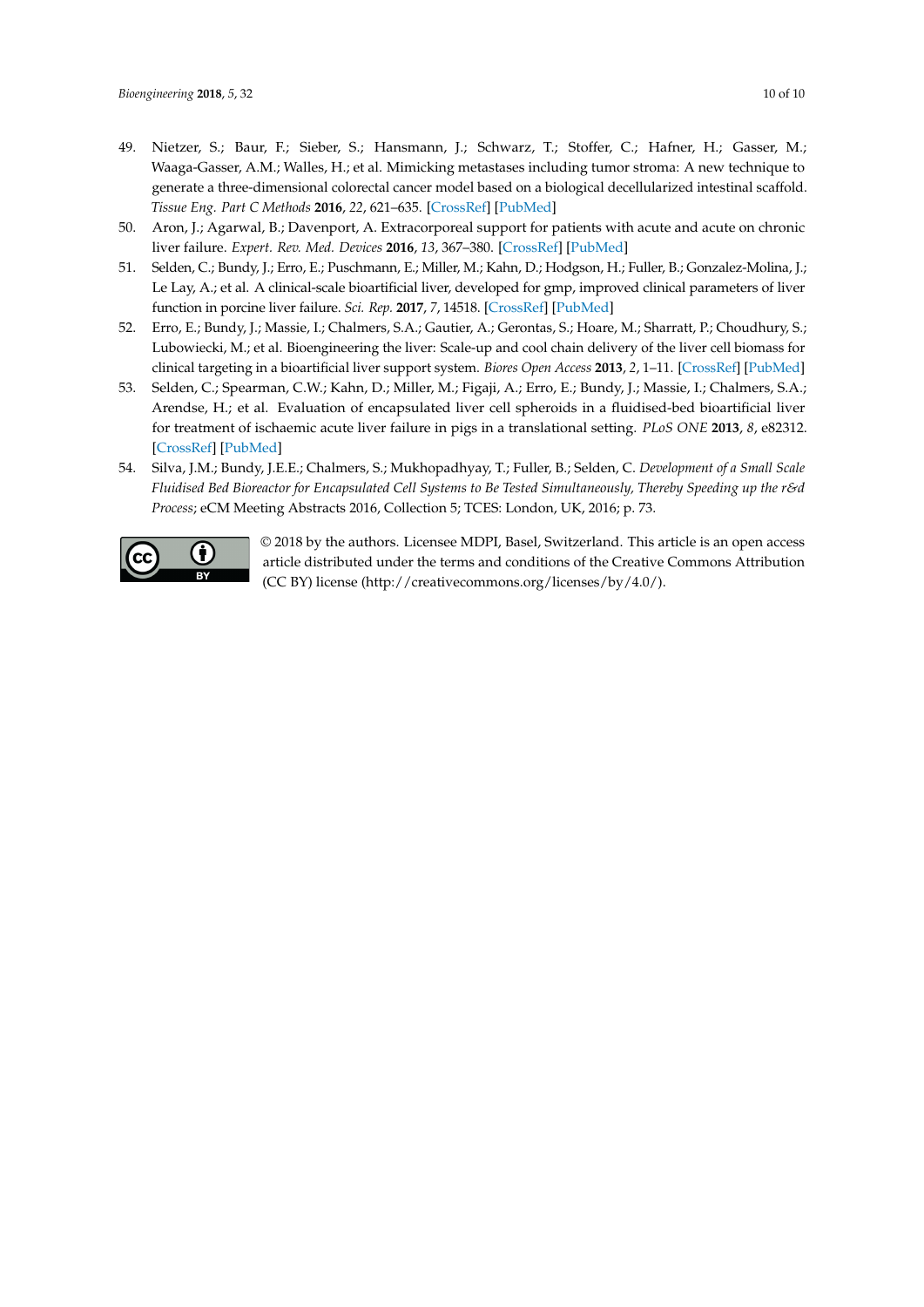49. Nietzer, S.; Baur, F.; Sieber, S.; Hansmann, J.; Schwarz, T.; Stoffer, C.; Hafner, H.; Gasser, M.; Waaga-Gasser, A.M.; Walles, H.; et al. Mimicking metastases including tumor stroma: A new technique to generate a three-dimensional colorectal cancer model based on a biological decellularized intestinal scaffold. *Tissue Eng. Part C Methods* **2016**, *22*, 621–635. [CrossRef] [PubMed]
50. Aron, J.; Agarwal, B.; Davenport, A. Extracorporeal support for patients with acute and acute on chronic liver failure. *Expert. Rev. Med. Devices* **2016**, *13*, 367–380. [CrossRef] [PubMed]
51. Selden, C.; Bundy, J.; Erro, E.; Puschmann, E.; Miller, M.; Kahn, D.; Hodgson, H.; Fuller, B.; Gonzalez-Molina, J.; Le Lay, A.; et al. A clinical-scale bioartificial liver, developed for gmp, improved clinical parameters of liver function in porcine liver failure. *Sci. Rep.* **2017**, *7*, 14518. [CrossRef] [PubMed]
52. Erro, E.; Bundy, J.; Massie, I.; Chalmers, S.A.; Gautier, A.; Gerontas, S.; Hoare, M.; Sharratt, P.; Choudhury, S.; Lubowiecki, M.; et al. Bioengineering the liver: Scale-up and cool chain delivery of the liver cell biomass for clinical targeting in a bioartificial liver support system. *Biores Open Access* **2013**, *2*, 1–11. [CrossRef] [PubMed]
53. Selden, C.; Spearman, C.W.; Kahn, D.; Miller, M.; Figaji, A.; Erro, E.; Bundy, J.; Massie, I.; Chalmers, S.A.; Arendse, H.; et al. Evaluation of encapsulated liver cell spheroids in a fluidised-bed bioartificial liver for treatment of ischaemic acute liver failure in pigs in a translational setting. *PLoS ONE* **2013**, *8*, e82312. [CrossRef] [PubMed]
54. Silva, J.M.; Bundy, J.E.E.; Chalmers, S.; Mukhopadhyay, T.; Fuller, B.; Selden, C. *Development of a Small Scale Fluidised Bed Bioreactor for Encapsulated Cell Systems to Be Tested Simultaneously, Thereby Speeding up the r&d Process*; eCM Meeting Abstracts 2016, Collection 5; TCES: London, UK, 2016; p. 73.

© 2018 by the authors. Licensee MDPI, Basel, Switzerland. This article is an open access article distributed under the terms and conditions of the Creative Commons Attribution (CC BY) license (http://creativecommons.org/licenses/by/4.0/).